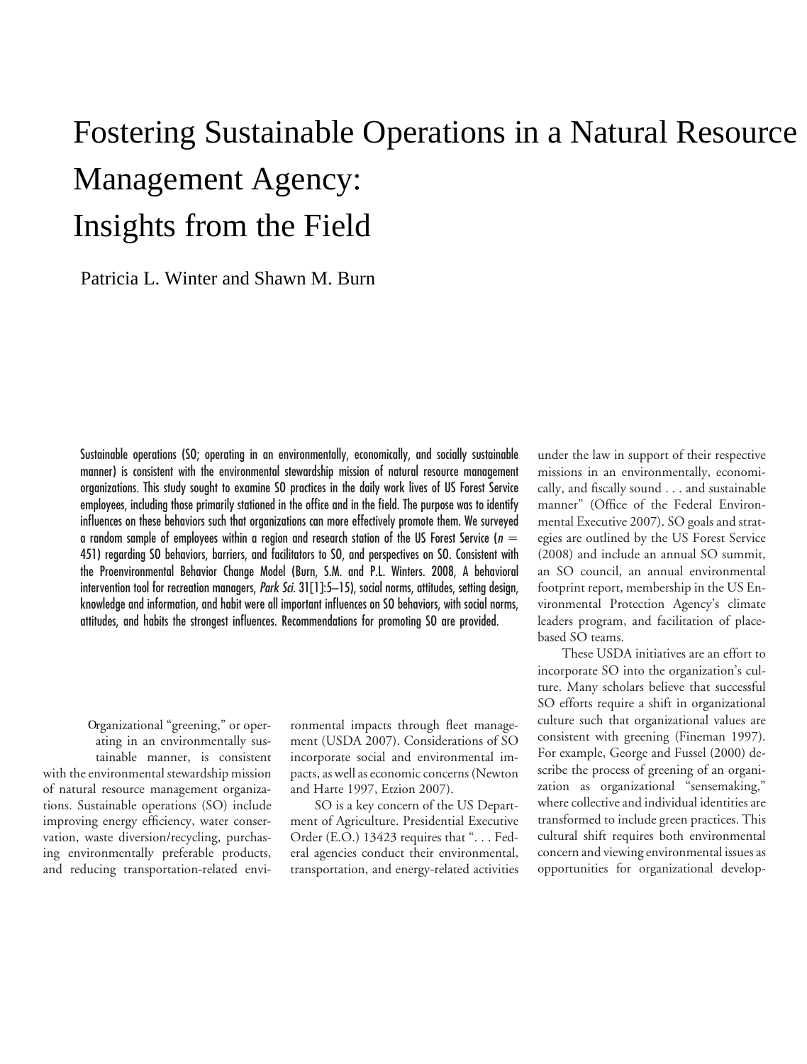# Fostering Sustainable Operations in a Natural Resource Management Agency: Insights from the Field

Patricia L. Winter and Shawn M. Burn

Sustainable operations (SO; operating in an environmentally, economically, and socially sustainable manner) is consistent with the environmental stewardship mission of natural resource management organizations. This study sought to examine SO practices in the daily work lives of US Forest Service employees, including those primarily stationed in the office and in the field. The purpose was to identify influences on these behaviors such that organizations can more effectively promote them. We surveyed a random sample of employees within a region and research station of the US Forest Service ($n$ = 451) regarding SO behaviors, barriers, and facilitators to SO, and perspectives on SO. Consistent with the Proenvironmental Behavior Change Model (Burn, S.M. and P.L. Winters. 2008, A behavioral intervention tool for recreation managers, *Park Sci.* 31[1]:5–15), social norms, attitudes, setting design, knowledge and information, and habit were all important influences on SO behaviors, with social norms, attitudes, and habits the strongest influences. Recommendations for promoting SO are provided.

Organizational "greening," or operating in an environmentally sustainable manner, is consistent with the environmental stewardship mission of natural resource management organizations. Sustainable operations (SO) include improving energy efficiency, water conservation, waste diversion/recycling, purchasing environmentally preferable products, and reducing transportation-related environmental impacts through fleet management (USDA 2007). Considerations of SO incorporate social and environmental impacts, as well as economic concerns (Newton and Harte 1997, Etzion 2007).

SO is a key concern of the US Department of Agriculture. Presidential Executive Order (E.O.) 13423 requires that ". . . Federal agencies conduct their environmental, transportation, and energy-related activities under the law in support of their respective missions in an environmentally, economically, and fiscally sound . . . and sustainable manner" (Office of the Federal Environmental Executive 2007). SO goals and strategies are outlined by the US Forest Service (2008) and include an annual SO summit, an SO council, an annual environmental footprint report, membership in the US Environmental Protection Agency's climate leaders program, and facilitation of place-based SO teams.

These USDA initiatives are an effort to incorporate SO into the organization's culture. Many scholars believe that successful SO efforts require a shift in organizational culture such that organizational values are consistent with greening (Fineman 1997). For example, George and Fussel (2000) describe the process of greening of an organization as organizational "sensemaking," where collective and individual identities are transformed to include green practices. This cultural shift requires both environmental concern and viewing environmental issues as opportunities for organizational develop-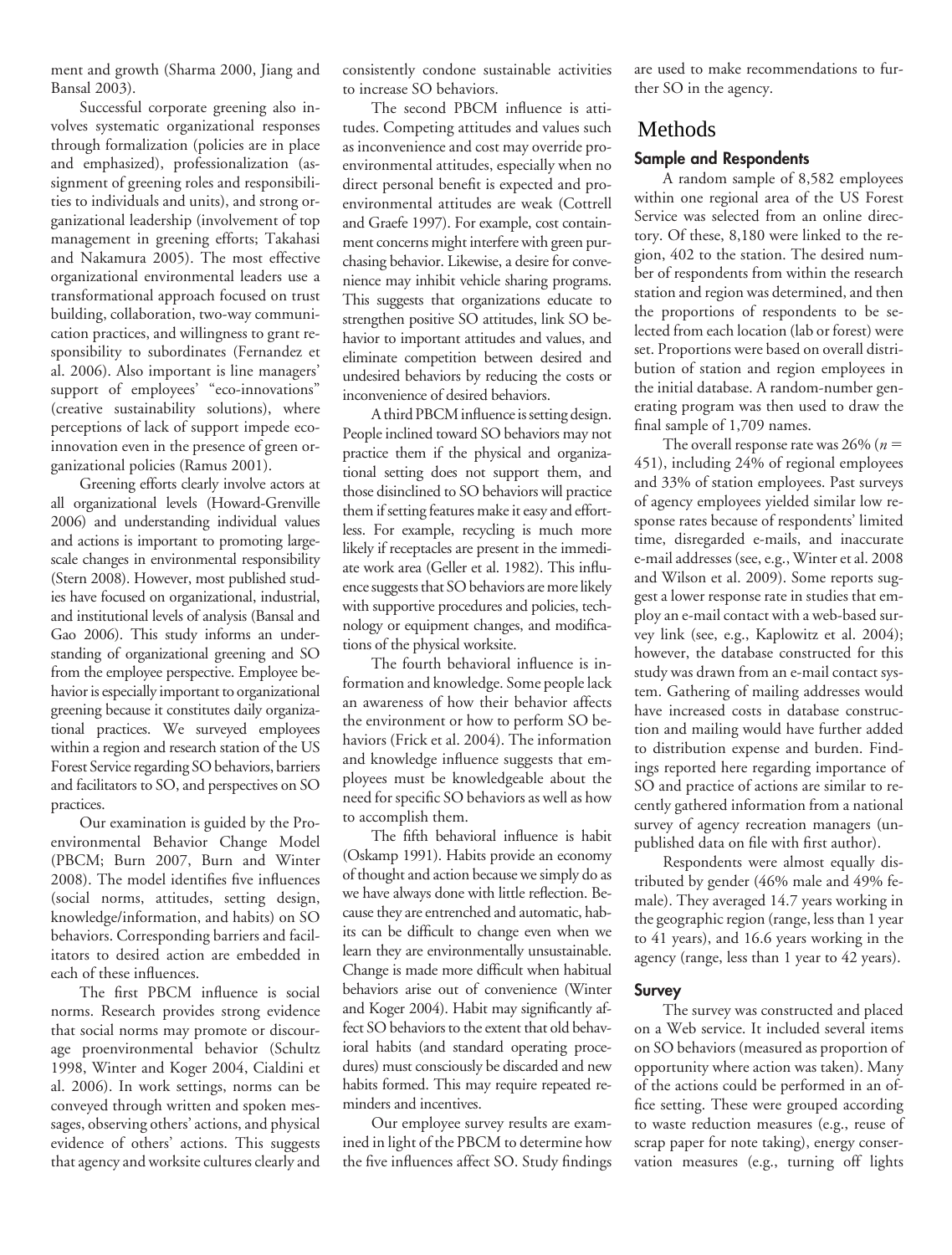ment and growth (Sharma 2000, Jiang and Bansal 2003).

Successful corporate greening also involves systematic organizational responses through formalization (policies are in place and emphasized), professionalization (assignment of greening roles and responsibilities to individuals and units), and strong organizational leadership (involvement of top management in greening efforts; Takahasi and Nakamura 2005). The most effective organizational environmental leaders use a transformational approach focused on trust building, collaboration, two-way communication practices, and willingness to grant responsibility to subordinates (Fernandez et al. 2006). Also important is line managers' support of employees' "eco-innovations" (creative sustainability solutions), where perceptions of lack of support impede eco-innovation even in the presence of green organizational policies (Ramus 2001).

Greening efforts clearly involve actors at all organizational levels (Howard-Grenville 2006) and understanding individual values and actions is important to promoting large-scale changes in environmental responsibility (Stern 2008). However, most published studies have focused on organizational, industrial, and institutional levels of analysis (Bansal and Gao 2006). This study informs an understanding of organizational greening and SO from the employee perspective. Employee behavior is especially important to organizational greening because it constitutes daily organizational practices. We surveyed employees within a region and research station of the US Forest Service regarding SO behaviors, barriers and facilitators to SO, and perspectives on SO practices.

Our examination is guided by the Proenvironmental Behavior Change Model (PBCM; Burn 2007, Burn and Winter 2008). The model identifies five influences (social norms, attitudes, setting design, knowledge/information, and habits) on SO behaviors. Corresponding barriers and facilitators to desired action are embedded in each of these influences.

The first PBCM influence is social norms. Research provides strong evidence that social norms may promote or discourage proenvironmental behavior (Schultz 1998, Winter and Koger 2004, Cialdini et al. 2006). In work settings, norms can be conveyed through written and spoken messages, observing others' actions, and physical evidence of others' actions. This suggests that agency and worksite cultures clearly and consistently condone sustainable activities to increase SO behaviors.

The second PBCM influence is attitudes. Competing attitudes and values such as inconvenience and cost may override proenvironmental attitudes, especially when no direct personal benefit is expected and proenvironmental attitudes are weak (Cottrell and Graefe 1997). For example, cost containment concerns might interfere with green purchasing behavior. Likewise, a desire for convenience may inhibit vehicle sharing programs. This suggests that organizations educate to strengthen positive SO attitudes, link SO behavior to important attitudes and values, and eliminate competition between desired and undesired behaviors by reducing the costs or inconvenience of desired behaviors.

A third PBCM influence is setting design. People inclined toward SO behaviors may not practice them if the physical and organizational setting does not support them, and those disinclined to SO behaviors will practice them if setting features make it easy and effortless. For example, recycling is much more likely if receptacles are present in the immediate work area (Geller et al. 1982). This influence suggests that SO behaviors are more likely with supportive procedures and policies, technology or equipment changes, and modifications of the physical worksite.

The fourth behavioral influence is information and knowledge. Some people lack an awareness of how their behavior affects the environment or how to perform SO behaviors (Frick et al. 2004). The information and knowledge influence suggests that employees must be knowledgeable about the need for specific SO behaviors as well as how to accomplish them.

The fifth behavioral influence is habit (Oskamp 1991). Habits provide an economy of thought and action because we simply do as we have always done with little reflection. Because they are entrenched and automatic, habits can be difficult to change even when we learn they are environmentally unsustainable. Change is made more difficult when habitual behaviors arise out of convenience (Winter and Koger 2004). Habit may significantly affect SO behaviors to the extent that old behavioral habits (and standard operating procedures) must consciously be discarded and new habits formed. This may require repeated reminders and incentives.

Our employee survey results are examined in light of the PBCM to determine how the five influences affect SO. Study findings are used to make recommendations to further SO in the agency.

# Methods

## Sample and Respondents

A random sample of 8,582 employees within one regional area of the US Forest Service was selected from an online directory. Of these, 8,180 were linked to the region, 402 to the station. The desired number of respondents from within the research station and region was determined, and then the proportions of respondents to be selected from each location (lab or forest) were set. Proportions were based on overall distribution of station and region employees in the initial database. A random-number generating program was then used to draw the final sample of 1,709 names.

The overall response rate was 26% ($n = 451$), including 24% of regional employees and 33% of station employees. Past surveys of agency employees yielded similar low response rates because of respondents' limited time, disregarded e-mails, and inaccurate e-mail addresses (see, e.g., Winter et al. 2008 and Wilson et al. 2009). Some reports suggest a lower response rate in studies that employ an e-mail contact with a web-based survey link (see, e.g., Kaplowitz et al. 2004); however, the database constructed for this study was drawn from an e-mail contact system. Gathering of mailing addresses would have increased costs in database construction and mailing would have further added to distribution expense and burden. Findings reported here regarding importance of SO and practice of actions are similar to recently gathered information from a national survey of agency recreation managers (unpublished data on file with first author).

Respondents were almost equally distributed by gender (46% male and 49% female). They averaged 14.7 years working in the geographic region (range, less than 1 year to 41 years), and 16.6 years working in the agency (range, less than 1 year to 42 years).

## Survey

The survey was constructed and placed on a Web service. It included several items on SO behaviors (measured as proportion of opportunity where action was taken). Many of the actions could be performed in an office setting. These were grouped according to waste reduction measures (e.g., reuse of scrap paper for note taking), energy conservation measures (e.g., turning off lights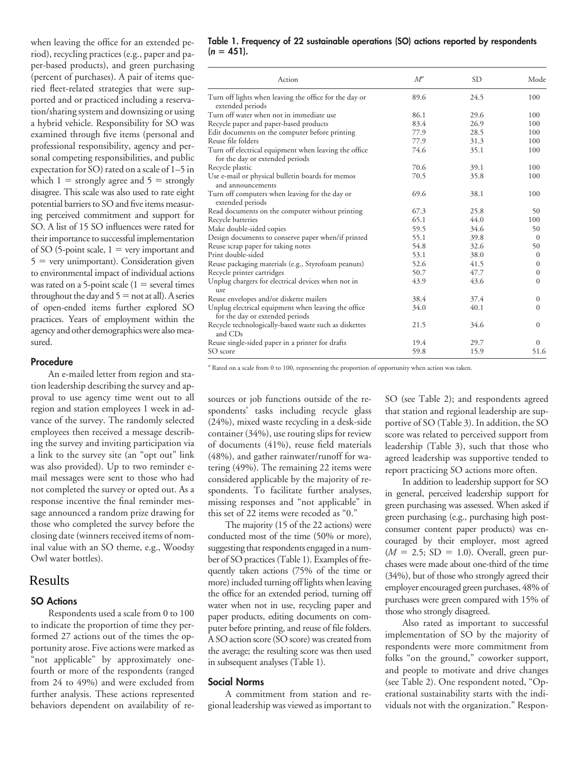when leaving the office for an extended period), recycling practices (e.g., paper and paper-based products), and green purchasing (percent of purchases). A pair of items queried fleet-related strategies that were supported and or practiced including a reservation/sharing system and downsizing or using a hybrid vehicle. Responsibility for SO was examined through five items (personal and professional responsibility, agency and personal competing responsibilities, and public expectation for SO) rated on a scale of 1–5 in which 1 = strongly agree and 5 = strongly disagree. This scale was also used to rate eight potential barriers to SO and five items measuring perceived commitment and support for SO. A list of 15 SO influences were rated for their importance to successful implementation of SO (5-point scale, 1 = very important and 5 = very unimportant). Consideration given to environmental impact of individual actions was rated on a 5-point scale (1 = several times throughout the day and 5 = not at all). A series of open-ended items further explored SO practices. Years of employment within the agency and other demographics were also measured.

### Procedure

An e-mailed letter from region and station leadership describing the survey and approval to use agency time went out to all region and station employees 1 week in advance of the survey. The randomly selected employees then received a message describing the survey and inviting participation via a link to the survey site (an "opt out" link was also provided). Up to two reminder e-mail messages were sent to those who had not completed the survey or opted out. As a response incentive the final reminder message announced a random prize drawing for those who completed the survey before the closing date (winners received items of nominal value with an SO theme, e.g., Woodsy Owl water bottles).

## Results

### SO Actions

Respondents used a scale from 0 to 100 to indicate the proportion of time they performed 27 actions out of the times the opportunity arose. Five actions were marked as "not applicable" by approximately one-fourth or more of the respondents (ranged from 24 to 49%) and were excluded from further analysis. These actions represented behaviors dependent on availability of resources or job functions outside of the respondents' tasks including recycle glass (24%), mixed waste recycling in a desk-side container (34%), use routing slips for review of documents (41%), reuse field materials (48%), and gather rainwater/runoff for watering (49%). The remaining 22 items were considered applicable by the majority of respondents. To facilitate further analyses, missing responses and "not applicable" in this set of 22 items were recoded as "0."

The majority (15 of the 22 actions) were conducted most of the time (50% or more), suggesting that respondents engaged in a number of SO practices (Table 1). Examples of frequently taken actions (75% of the time or more) included turning off lights when leaving the office for an extended period, turning off water when not in use, recycling paper and paper products, editing documents on computer before printing, and reuse of file folders. A SO action score (SO score) was created from the average; the resulting score was then used in subsequent analyses (Table 1).

**Table 1. Frequency of 22 sustainable operations (SO) actions reported by respondents ($n$ = 451).**

| Action | $M$[a] | SD | Mode |
|---|---|---|---|
| Turn off lights when leaving the office for the day or extended periods | 89.6 | 24.5 | 100 |
| Turn off water when not in immediate use | 86.1 | 29.6 | 100 |
| Recycle paper and paper-based products | 83.4 | 26.9 | 100 |
| Edit documents on the computer before printing | 77.9 | 28.5 | 100 |
| Reuse file folders | 77.9 | 31.3 | 100 |
| Turn off electrical equipment when leaving the office for the day or extended periods | 74.6 | 35.1 | 100 |
| Recycle plastic | 70.6 | 39.1 | 100 |
| Use e-mail or physical bulletin boards for memos and announcements | 70.5 | 35.8 | 100 |
| Turn off computers when leaving for the day or extended periods | 69.6 | 38.1 | 100 |
| Read documents on the computer without printing | 67.3 | 25.8 | 50 |
| Recycle batteries | 65.1 | 44.0 | 100 |
| Make double-sided copies | 59.5 | 34.6 | 50 |
| Design documents to conserve paper when/if printed | 55.1 | 39.8 | 0 |
| Reuse scrap paper for taking notes | 54.8 | 32.6 | 50 |
| Print double-sided | 53.1 | 38.0 | 0 |
| Reuse packaging materials (e.g., Styrofoam peanuts) | 52.6 | 41.5 | 0 |
| Recycle printer cartridges | 50.7 | 47.7 | 0 |
| Unplug chargers for electrical devices when not in use | 43.9 | 43.6 | 0 |
| Reuse envelopes and/or diskette mailers | 38.4 | 37.4 | 0 |
| Unplug electrical equipment when leaving the office for the day or extended periods | 34.0 | 40.1 | 0 |
| Recycle technologically-based waste such as diskettes and CDs | 21.5 | 34.6 | 0 |
| Reuse single-sided paper in a printer for drafts | 19.4 | 29.7 | 0 |
| SO score | 59.8 | 15.9 | 51.6 |

[a] Rated on a scale from 0 to 100, representing the proportion of opportunity when action was taken.

### Social Norms

A commitment from station and regional leadership was viewed as important to SO (see Table 2); and respondents agreed that station and regional leadership are supportive of SO (Table 3). In addition, the SO score was related to perceived support from leadership (Table 3), such that those who agreed leadership was supportive tended to report practicing SO actions more often.

In addition to leadership support for SO in general, perceived leadership support for green purchasing was assessed. When asked if green purchasing (e.g., purchasing high post-consumer content paper products) was encouraged by their employer, most agreed ($M$ = 2.5; SD = 1.0). Overall, green purchases were made about one-third of the time (34%), but of those who strongly agreed their employer encouraged green purchases, 48% of purchases were green compared with 15% of those who strongly disagreed.

Also rated as important to successful implementation of SO by the majority of respondents were more commitment from folks "on the ground," coworker support, and people to motivate and drive changes (see Table 2). One respondent noted, "Operational sustainability starts with the individuals not with the organization." Respon-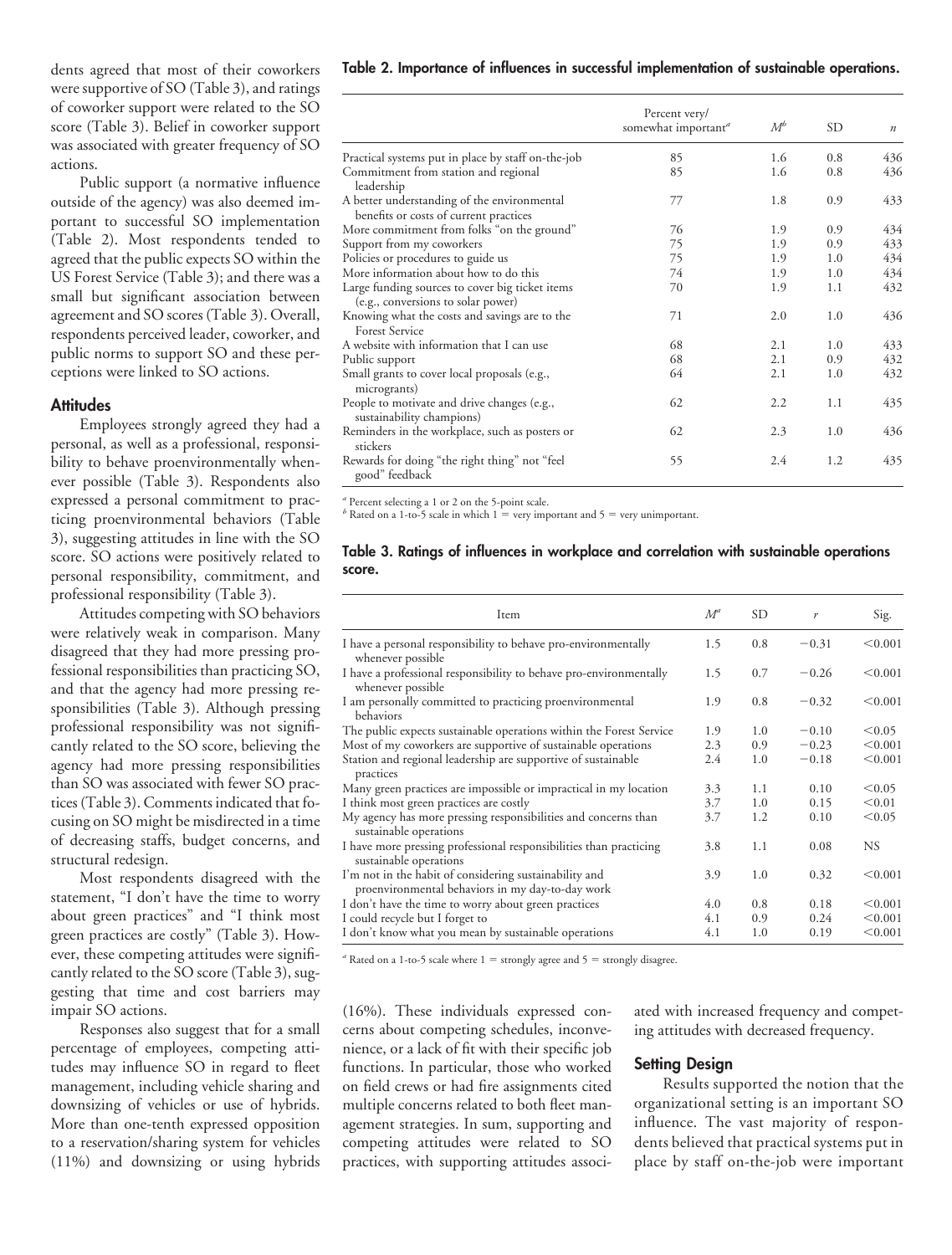dents agreed that most of their coworkers were supportive of SO (Table 3), and ratings of coworker support were related to the SO score (Table 3). Belief in coworker support was associated with greater frequency of SO actions.

Public support (a normative influence outside of the agency) was also deemed important to successful SO implementation (Table 2). Most respondents tended to agreed that the public expects SO within the US Forest Service (Table 3); and there was a small but significant association between agreement and SO scores (Table 3). Overall, respondents perceived leader, coworker, and public norms to support SO and these perceptions were linked to SO actions.

### Attitudes

Employees strongly agreed they had a personal, as well as a professional, responsibility to behave proenvironmentally whenever possible (Table 3). Respondents also expressed a personal commitment to practicing proenvironmental behaviors (Table 3), suggesting attitudes in line with the SO score. SO actions were positively related to personal responsibility, commitment, and professional responsibility (Table 3).

Attitudes competing with SO behaviors were relatively weak in comparison. Many disagreed that they had more pressing professional responsibilities than practicing SO, and that the agency had more pressing responsibilities (Table 3). Although pressing professional responsibility was not significantly related to the SO score, believing the agency had more pressing responsibilities than SO was associated with fewer SO practices (Table 3). Comments indicated that focusing on SO might be misdirected in a time of decreasing staffs, budget concerns, and structural redesign.

Most respondents disagreed with the statement, "I don't have the time to worry about green practices" and "I think most green practices are costly" (Table 3). However, these competing attitudes were significantly related to the SO score (Table 3), suggesting that time and cost barriers may impair SO actions.

Responses also suggest that for a small percentage of employees, competing attitudes may influence SO in regard to fleet management, including vehicle sharing and downsizing of vehicles or use of hybrids. More than one-tenth expressed opposition to a reservation/sharing system for vehicles (11%) and downsizing or using hybrids (16%). These individuals expressed concerns about competing schedules, inconvenience, or a lack of fit with their specific job functions. In particular, those who worked on field crews or had fire assignments cited multiple concerns related to both fleet management strategies. In sum, supporting and competing attitudes were related to SO practices, with supporting attitudes associated with increased frequency and competing attitudes with decreased frequency.

### Setting Design

Results supported the notion that the organizational setting is an important SO influence. The vast majority of respondents believed that practical systems put in place by staff on-the-job were important

**Table 2. Importance of influences in successful implementation of sustainable operations.**

| | Percent very/ somewhat important[a] | $M^b$ | SD | $n$ |
|---|---|---|---|---|
| Practical systems put in place by staff on-the-job | 85 | 1.6 | 0.8 | 436 |
| Commitment from station and regional leadership | 85 | 1.6 | 0.8 | 436 |
| A better understanding of the environmental benefits or costs of current practices | 77 | 1.8 | 0.9 | 433 |
| More commitment from folks "on the ground" | 76 | 1.9 | 0.9 | 434 |
| Support from my coworkers | 75 | 1.9 | 0.9 | 433 |
| Policies or procedures to guide us | 75 | 1.9 | 1.0 | 434 |
| More information about how to do this | 74 | 1.9 | 1.0 | 434 |
| Large funding sources to cover big ticket items (e.g., conversions to solar power) | 70 | 1.9 | 1.1 | 432 |
| Knowing what the costs and savings are to the Forest Service | 71 | 2.0 | 1.0 | 436 |
| A website with information that I can use | 68 | 2.1 | 1.0 | 433 |
| Public support | 68 | 2.1 | 0.9 | 432 |
| Small grants to cover local proposals (e.g., microgrants) | 64 | 2.1 | 1.0 | 432 |
| People to motivate and drive changes (e.g., sustainability champions) | 62 | 2.2 | 1.1 | 435 |
| Reminders in the workplace, such as posters or stickers | 62 | 2.3 | 1.0 | 436 |
| Rewards for doing "the right thing" not "feel good" feedback | 55 | 2.4 | 1.2 | 435 |

[a] Percent selecting a 1 or 2 on the 5-point scale.
[b] Rated on a 1-to-5 scale in which 1 = very important and 5 = very unimportant.

**Table 3. Ratings of influences in workplace and correlation with sustainable operations score.**

| Item | $M^a$ | SD | $r$ | Sig. |
|---|---|---|---|---|
| I have a personal responsibility to behave pro-environmentally whenever possible | 1.5 | 0.8 | −0.31 | <0.001 |
| I have a professional responsibility to behave pro-environmentally whenever possible | 1.5 | 0.7 | −0.26 | <0.001 |
| I am personally committed to practicing proenvironmental behaviors | 1.9 | 0.8 | −0.32 | <0.001 |
| The public expects sustainable operations within the Forest Service | 1.9 | 1.0 | −0.10 | <0.05 |
| Most of my coworkers are supportive of sustainable operations | 2.3 | 0.9 | −0.23 | <0.001 |
| Station and regional leadership are supportive of sustainable practices | 2.4 | 1.0 | −0.18 | <0.001 |
| Many green practices are impossible or impractical in my location | 3.3 | 1.1 | 0.10 | <0.05 |
| I think most green practices are costly | 3.7 | 1.0 | 0.15 | <0.01 |
| My agency has more pressing responsibilities and concerns than sustainable operations | 3.7 | 1.2 | 0.10 | <0.05 |
| I have more pressing professional responsibilities than practicing sustainable operations | 3.8 | 1.1 | 0.08 | NS |
| I'm not in the habit of considering sustainability and proenvironmental behaviors in my day-to-day work | 3.9 | 1.0 | 0.32 | <0.001 |
| I don't have the time to worry about green practices | 4.0 | 0.8 | 0.18 | <0.001 |
| I could recycle but I forget to | 4.1 | 0.9 | 0.24 | <0.001 |
| I don't know what you mean by sustainable operations | 4.1 | 1.0 | 0.19 | <0.001 |

[a] Rated on a 1-to-5 scale where 1 = strongly agree and 5 = strongly disagree.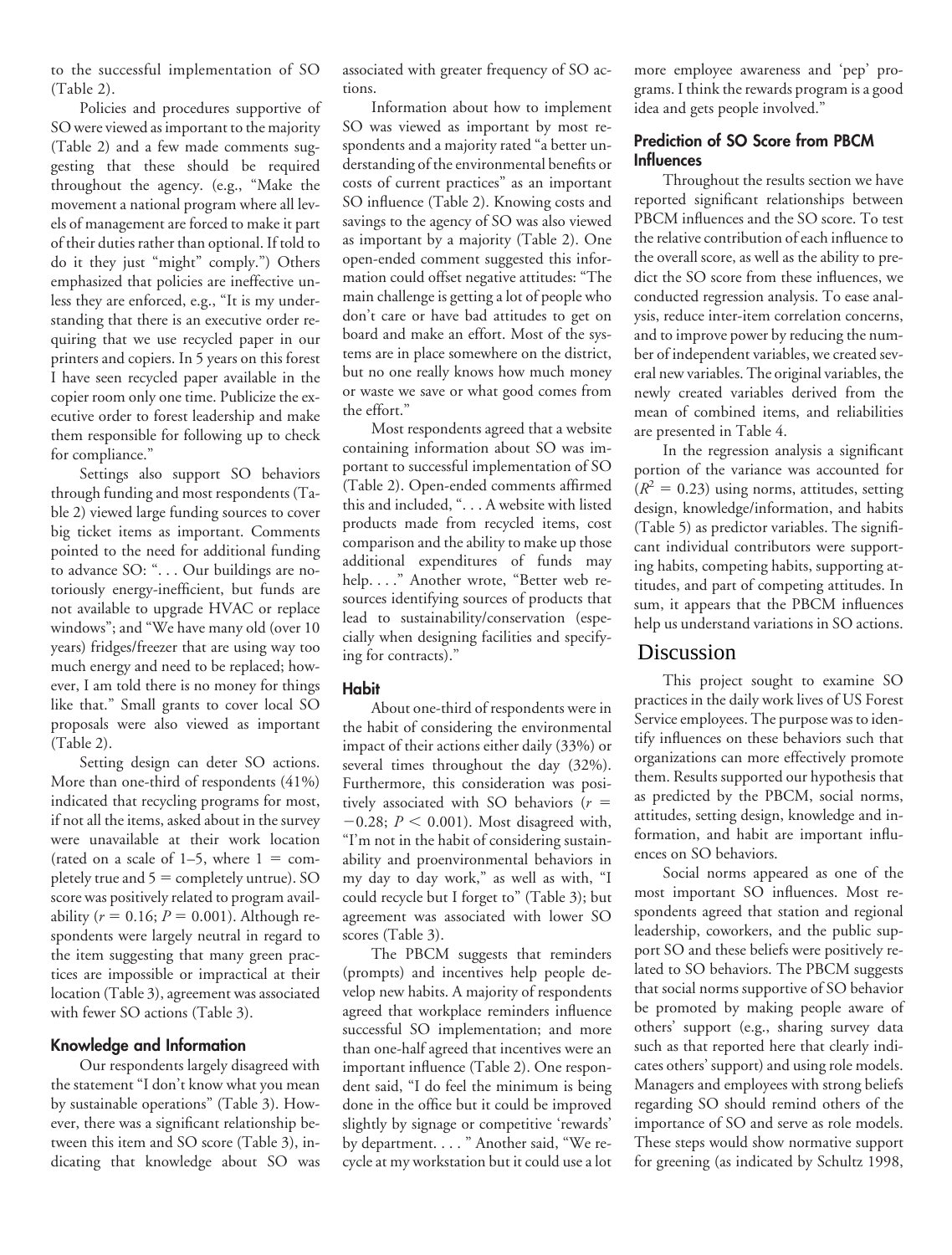to the successful implementation of SO (Table 2).

Policies and procedures supportive of SO were viewed as important to the majority (Table 2) and a few made comments suggesting that these should be required throughout the agency. (e.g., "Make the movement a national program where all levels of management are forced to make it part of their duties rather than optional. If told to do it they just "might" comply.") Others emphasized that policies are ineffective unless they are enforced, e.g., "It is my understanding that there is an executive order requiring that we use recycled paper in our printers and copiers. In 5 years on this forest I have seen recycled paper available in the copier room only one time. Publicize the executive order to forest leadership and make them responsible for following up to check for compliance."

Settings also support SO behaviors through funding and most respondents (Table 2) viewed large funding sources to cover big ticket items as important. Comments pointed to the need for additional funding to advance SO: ". . . Our buildings are notoriously energy-inefficient, but funds are not available to upgrade HVAC or replace windows"; and "We have many old (over 10 years) fridges/freezer that are using way too much energy and need to be replaced; however, I am told there is no money for things like that." Small grants to cover local SO proposals were also viewed as important (Table 2).

Setting design can deter SO actions. More than one-third of respondents (41%) indicated that recycling programs for most, if not all the items, asked about in the survey were unavailable at their work location (rated on a scale of 1–5, where 1 = completely true and 5 = completely untrue). SO score was positively related to program availability ($r = 0.16$; $P = 0.001$). Although respondents were largely neutral in regard to the item suggesting that many green practices are impossible or impractical at their location (Table 3), agreement was associated with fewer SO actions (Table 3).

### Knowledge and Information

Our respondents largely disagreed with the statement "I don't know what you mean by sustainable operations" (Table 3). However, there was a significant relationship between this item and SO score (Table 3), indicating that knowledge about SO was associated with greater frequency of SO actions.

Information about how to implement SO was viewed as important by most respondents and a majority rated "a better understanding of the environmental benefits or costs of current practices" as an important SO influence (Table 2). Knowing costs and savings to the agency of SO was also viewed as important by a majority (Table 2). One open-ended comment suggested this information could offset negative attitudes: "The main challenge is getting a lot of people who don't care or have bad attitudes to get on board and make an effort. Most of the systems are in place somewhere on the district, but no one really knows how much money or waste we save or what good comes from the effort."

Most respondents agreed that a website containing information about SO was important to successful implementation of SO (Table 2). Open-ended comments affirmed this and included, ". . . A website with listed products made from recycled items, cost comparison and the ability to make up those additional expenditures of funds may help. . . ." Another wrote, "Better web resources identifying sources of products that lead to sustainability/conservation (especially when designing facilities and specifying for contracts)."

### Habit

About one-third of respondents were in the habit of considering the environmental impact of their actions either daily (33%) or several times throughout the day (32%). Furthermore, this consideration was positively associated with SO behaviors ($r = -0.28$; $P < 0.001$). Most disagreed with, "I'm not in the habit of considering sustainability and proenvironmental behaviors in my day to day work," as well as with, "I could recycle but I forget to" (Table 3); but agreement was associated with lower SO scores (Table 3).

The PBCM suggests that reminders (prompts) and incentives help people develop new habits. A majority of respondents agreed that workplace reminders influence successful SO implementation; and more than one-half agreed that incentives were an important influence (Table 2). One respondent said, "I do feel the minimum is being done in the office but it could be improved slightly by signage or competitive 'rewards' by department. . . . " Another said, "We recycle at my workstation but it could use a lot more employee awareness and 'pep' programs. I think the rewards program is a good idea and gets people involved."

### Prediction of SO Score from PBCM Influences

Throughout the results section we have reported significant relationships between PBCM influences and the SO score. To test the relative contribution of each influence to the overall score, as well as the ability to predict the SO score from these influences, we conducted regression analysis. To ease analysis, reduce inter-item correlation concerns, and to improve power by reducing the number of independent variables, we created several new variables. The original variables, the newly created variables derived from the mean of combined items, and reliabilities are presented in Table 4.

In the regression analysis a significant portion of the variance was accounted for ($R^2 = 0.23$) using norms, attitudes, setting design, knowledge/information, and habits (Table 5) as predictor variables. The significant individual contributors were supporting habits, competing habits, supporting attitudes, and part of competing attitudes. In sum, it appears that the PBCM influences help us understand variations in SO actions.

## Discussion

This project sought to examine SO practices in the daily work lives of US Forest Service employees. The purpose was to identify influences on these behaviors such that organizations can more effectively promote them. Results supported our hypothesis that as predicted by the PBCM, social norms, attitudes, setting design, knowledge and information, and habit are important influences on SO behaviors.

Social norms appeared as one of the most important SO influences. Most respondents agreed that station and regional leadership, coworkers, and the public support SO and these beliefs were positively related to SO behaviors. The PBCM suggests that social norms supportive of SO behavior be promoted by making people aware of others' support (e.g., sharing survey data such as that reported here that clearly indicates others' support) and using role models. Managers and employees with strong beliefs regarding SO should remind others of the importance of SO and serve as role models. These steps would show normative support for greening (as indicated by Schultz 1998,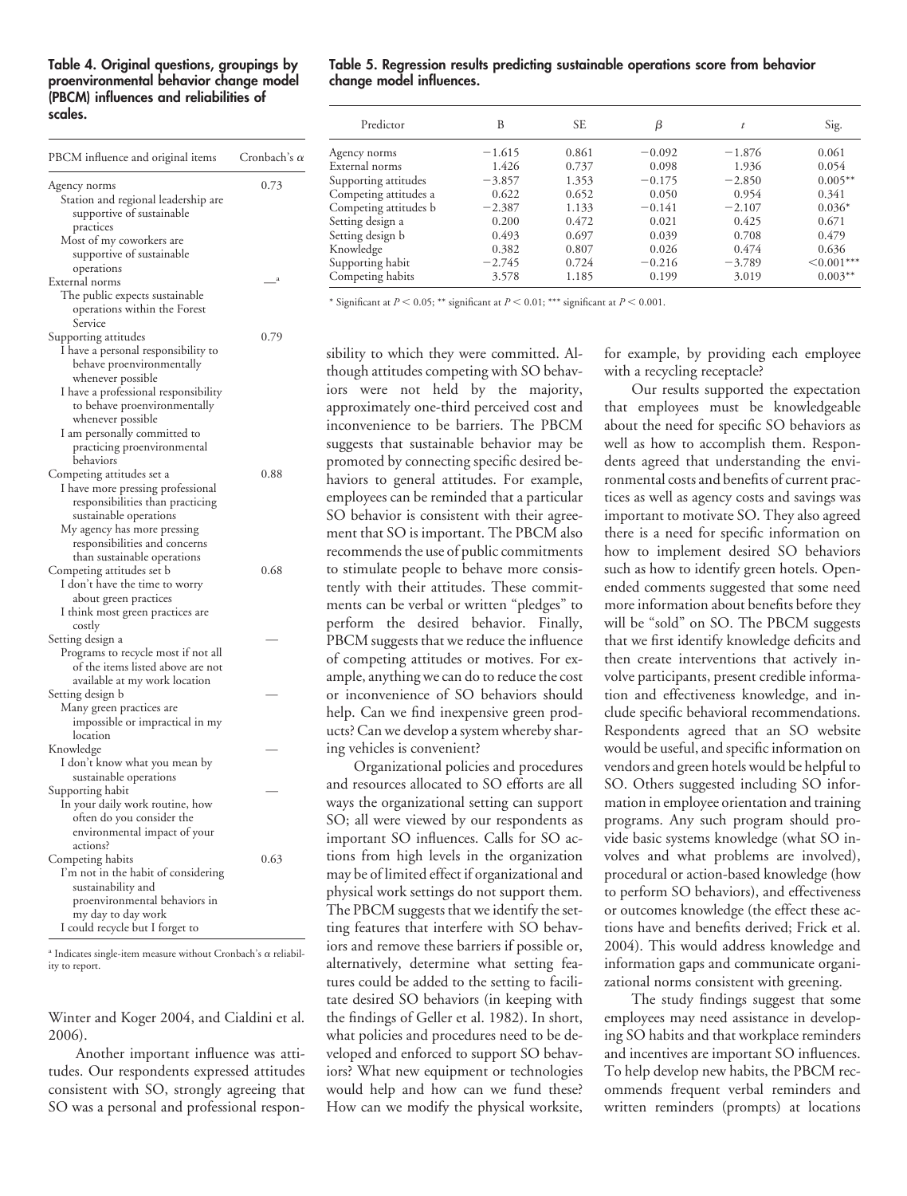**Table 4. Original questions, groupings by proenvironmental behavior change model (PBCM) influences and reliabilities of scales.**

| PBCM influence and original items | Cronbach's α |
|---|---|
| Agency norms | 0.73 |
| Station and regional leadership are supportive of sustainable practices | |
| Most of my coworkers are supportive of sustainable operations | |
| External norms | —[a] |
| The public expects sustainable operations within the Forest Service | |
| Supporting attitudes | 0.79 |
| I have a personal responsibility to behave proenvironmentally whenever possible | |
| I have a professional responsibility to behave proenvironmentally whenever possible | |
| I am personally committed to practicing proenvironmental behaviors | |
| Competing attitudes set a | 0.88 |
| I have more pressing professional responsibilities than practicing sustainable operations | |
| My agency has more pressing responsibilities and concerns than sustainable operations | |
| Competing attitudes set b | 0.68 |
| I don't have the time to worry about green practices | |
| I think most green practices are costly | |
| Setting design a | — |
| Programs to recycle most if not all of the items listed above are not available at my work location | |
| Setting design b | — |
| Many green practices are impossible or impractical in my location | |
| Knowledge | — |
| I don't know what you mean by sustainable operations | |
| Supporting habit | — |
| In your daily work routine, how often do you consider the environmental impact of your actions? | |
| Competing habits | 0.63 |
| I'm not in the habit of considering sustainability and proenvironmental behaviors in my day to day work | |
| I could recycle but I forget to | |

[a] Indicates single-item measure without Cronbach's α reliability to report.

**Table 5. Regression results predicting sustainable operations score from behavior change model influences.**

| Predictor | B | SE | β | t | Sig. |
|---|---|---|---|---|---|
| Agency norms | −1.615 | 0.861 | −0.092 | −1.876 | 0.061 |
| External norms | 1.426 | 0.737 | 0.098 | 1.936 | 0.054 |
| Supporting attitudes | −3.857 | 1.353 | −0.175 | −2.850 | 0.005** |
| Competing attitudes a | 0.622 | 0.652 | 0.050 | 0.954 | 0.341 |
| Competing attitudes b | −2.387 | 1.133 | −0.141 | −2.107 | 0.036* |
| Setting design a | 0.200 | 0.472 | 0.021 | 0.425 | 0.671 |
| Setting design b | 0.493 | 0.697 | 0.039 | 0.708 | 0.479 |
| Knowledge | 0.382 | 0.807 | 0.026 | 0.474 | 0.636 |
| Supporting habit | −2.745 | 0.724 | −0.216 | −3.789 | <0.001*** |
| Competing habits | 3.578 | 1.185 | 0.199 | 3.019 | 0.003** |

\* Significant at $P < 0.05$; ** significant at $P < 0.01$; *** significant at $P < 0.001$.

Winter and Koger 2004, and Cialdini et al. 2006).

Another important influence was attitudes. Our respondents expressed attitudes consistent with SO, strongly agreeing that SO was a personal and professional responsibility to which they were committed. Although attitudes competing with SO behaviors were not held by the majority, approximately one-third perceived cost and inconvenience to be barriers. The PBCM suggests that sustainable behavior may be promoted by connecting specific desired behaviors to general attitudes. For example, employees can be reminded that a particular SO behavior is consistent with their agreement that SO is important. The PBCM also recommends the use of public commitments to stimulate people to behave more consistently with their attitudes. These commitments can be verbal or written "pledges" to perform the desired behavior. Finally, PBCM suggests that we reduce the influence of competing attitudes or motives. For example, anything we can do to reduce the cost or inconvenience of SO behaviors should help. Can we find inexpensive green products? Can we develop a system whereby sharing vehicles is convenient?

Organizational policies and procedures and resources allocated to SO efforts are all ways the organizational setting can support SO; all were viewed by our respondents as important SO influences. Calls for SO actions from high levels in the organization may be of limited effect if organizational and physical work settings do not support them. The PBCM suggests that we identify the setting features that interfere with SO behaviors and remove these barriers if possible or, alternatively, determine what setting features could be added to the setting to facilitate desired SO behaviors (in keeping with the findings of Geller et al. 1982). In short, what policies and procedures need to be developed and enforced to support SO behaviors? What new equipment or technologies would help and how can we fund these? How can we modify the physical worksite, for example, by providing each employee with a recycling receptacle?

Our results supported the expectation that employees must be knowledgeable about the need for specific SO behaviors as well as how to accomplish them. Respondents agreed that understanding the environmental costs and benefits of current practices as well as agency costs and savings was important to motivate SO. They also agreed there is a need for specific information on how to implement desired SO behaviors such as how to identify green hotels. Open-ended comments suggested that some need more information about benefits before they will be "sold" on SO. The PBCM suggests that we first identify knowledge deficits and then create interventions that actively involve participants, present credible information and effectiveness knowledge, and include specific behavioral recommendations. Respondents agreed that an SO website would be useful, and specific information on vendors and green hotels would be helpful to SO. Others suggested including SO information in employee orientation and training programs. Any such program should provide basic systems knowledge (what SO involves and what problems are involved), procedural or action-based knowledge (how to perform SO behaviors), and effectiveness or outcomes knowledge (the effect these actions have and benefits derived; Frick et al. 2004). This would address knowledge and information gaps and communicate organizational norms consistent with greening.

The study findings suggest that some employees may need assistance in developing SO habits and that workplace reminders and incentives are important SO influences. To help develop new habits, the PBCM recommends frequent verbal reminders and written reminders (prompts) at locations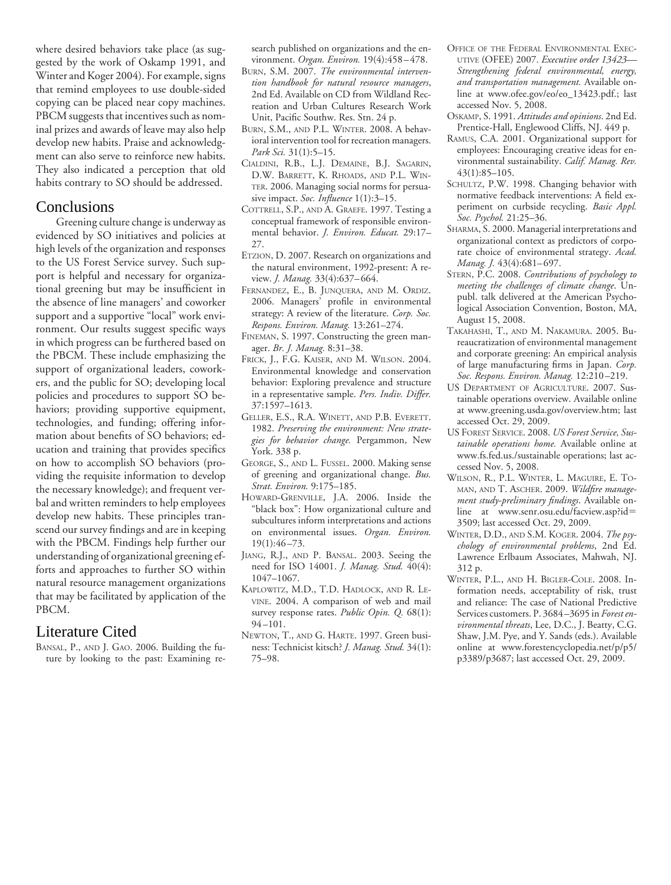where desired behaviors take place (as suggested by the work of Oskamp 1991, and Winter and Koger 2004). For example, signs that remind employees to use double-sided copying can be placed near copy machines. PBCM suggests that incentives such as nominal prizes and awards of leave may also help develop new habits. Praise and acknowledgment can also serve to reinforce new habits. They also indicated a perception that old habits contrary to SO should be addressed.

## Conclusions

Greening culture change is underway as evidenced by SO initiatives and policies at high levels of the organization and responses to the US Forest Service survey. Such support is helpful and necessary for organizational greening but may be insufficient in the absence of line managers' and coworker support and a supportive "local" work environment. Our results suggest specific ways in which progress can be furthered based on the PBCM. These include emphasizing the support of organizational leaders, coworkers, and the public for SO; developing local policies and procedures to support SO behaviors; providing supportive equipment, technologies, and funding; offering information about benefits of SO behaviors; education and training that provides specifics on how to accomplish SO behaviors (providing the requisite information to develop the necessary knowledge); and frequent verbal and written reminders to help employees develop new habits. These principles transcend our survey findings and are in keeping with the PBCM. Findings help further our understanding of organizational greening efforts and approaches to further SO within natural resource management organizations that may be facilitated by application of the PBCM.

## Literature Cited

Bansal, P., and J. Gao. 2006. Building the future by looking to the past: Examining research published on organizations and the environment. *Organ. Environ.* 19(4):458–478.

Burn, S.M. 2007. *The environmental intervention handbook for natural resource managers*, 2nd Ed. Available on CD from Wildland Recreation and Urban Cultures Research Work Unit, Pacific Southw. Res. Stn. 24 p.

Burn, S.M., and P.L. Winter. 2008. A behavioral intervention tool for recreation managers. *Park Sci.* 31(1):5–15.

Cialdini, R.B., L.J. Demaine, B.J. Sagarin, D.W. Barrett, K. Rhoads, and P.L. Winter. 2006. Managing social norms for persuasive impact. *Soc. Influence* 1(1):3–15.

Cottrell, S.P., and A. Graefe. 1997. Testing a conceptual framework of responsible environmental behavior. *J. Environ. Educat.* 29:17–27.

Etzion, D. 2007. Research on organizations and the natural environment, 1992-present: A review. *J. Manag.* 33(4):637–664.

Fernandez, E., B. Junquera, and M. Ordiz. 2006. Managers' profile in environmental strategy: A review of the literature. *Corp. Soc. Respons. Environ. Manag.* 13:261–274.

Fineman, S. 1997. Constructing the green manager. *Br. J. Manag.* 8:31–38.

Frick, J., F.G. Kaiser, and M. Wilson. 2004. Environmental knowledge and conservation behavior: Exploring prevalence and structure in a representative sample. *Pers. Indiv. Differ.* 37:1597–1613.

Geller, E.S., R.A. Winett, and P.B. Everett. 1982. *Preserving the environment: New strategies for behavior change.* Pergammon, New York. 338 p.

George, S., and L. Fussel. 2000. Making sense of greening and organizational change. *Bus. Strat. Environ.* 9:175–185.

Howard-Grenville, J.A. 2006. Inside the "black box": How organizational culture and subcultures inform interpretations and actions on environmental issues. *Organ. Environ.* 19(1):46–73.

Jiang, R.J., and P. Bansal. 2003. Seeing the need for ISO 14001. *J. Manag. Stud.* 40(4): 1047–1067.

Kaplowitz, M.D., T.D. Hadlock, and R. Levine. 2004. A comparison of web and mail survey response rates. *Public Opin. Q.* 68(1): 94–101.

Newton, T., and G. Harte. 1997. Green business: Technicist kitsch? *J. Manag. Stud.* 34(1): 75–98.

Office of the Federal Environmental Executive (OFEE) 2007. *Executive order 13423—Strengthening federal environmental, energy, and transportation management.* Available online at www.ofee.gov/eo/eo_13423.pdf.; last accessed Nov. 5, 2008.

Oskamp, S. 1991. *Attitudes and opinions*. 2nd Ed. Prentice-Hall, Englewood Cliffs, NJ. 449 p.

Ramus, C.A. 2001. Organizational support for employees: Encouraging creative ideas for environmental sustainability. *Calif. Manag. Rev.* 43(1):85–105.

Schultz, P.W. 1998. Changing behavior with normative feedback interventions: A field experiment on curbside recycling. *Basic Appl. Soc. Psychol.* 21:25–36.

Sharma, S. 2000. Managerial interpretations and organizational context as predictors of corporate choice of environmental strategy. *Acad. Manag. J.* 43(4):681–697.

Stern, P.C. 2008. *Contributions of psychology to meeting the challenges of climate change*. Unpubl. talk delivered at the American Psychological Association Convention, Boston, MA, August 15, 2008.

Takahashi, T., and M. Nakamura. 2005. Bureaucratization of environmental management and corporate greening: An empirical analysis of large manufacturing firms in Japan. *Corp. Soc. Respons. Environ. Manag.* 12:210–219.

US Department of Agriculture. 2007. Sustainable operations overview. Available online at www.greening.usda.gov/overview.htm; last accessed Oct. 29, 2009.

US Forest Service. 2008. *US Forest Service, Sustainable operations home.* Available online at www.fs.fed.us./sustainable operations; last accessed Nov. 5, 2008.

Wilson, R., P.L. Winter, L. Maguire, E. Toman, and T. Ascher. 2009. *Wildfire management study-preliminary findings*. Available online at www.senr.osu.edu/facview.asp?id=3509; last accessed Oct. 29, 2009.

Winter, D.D., and S.M. Koger. 2004. *The psychology of environmental problems*, 2nd Ed. Lawrence Erlbaum Associates, Mahwah, NJ. 312 p.

Winter, P.L., and H. Bigler-Cole. 2008. Information needs, acceptability of risk, trust and reliance: The case of National Predictive Services customers. P. 3684–3695 in *Forest environmental threats*, Lee, D.C., J. Beatty, C.G. Shaw, J.M. Pye, and Y. Sands (eds.). Available online at www.forestencyclopedia.net/p/p5/p3389/p3687; last accessed Oct. 29, 2009.